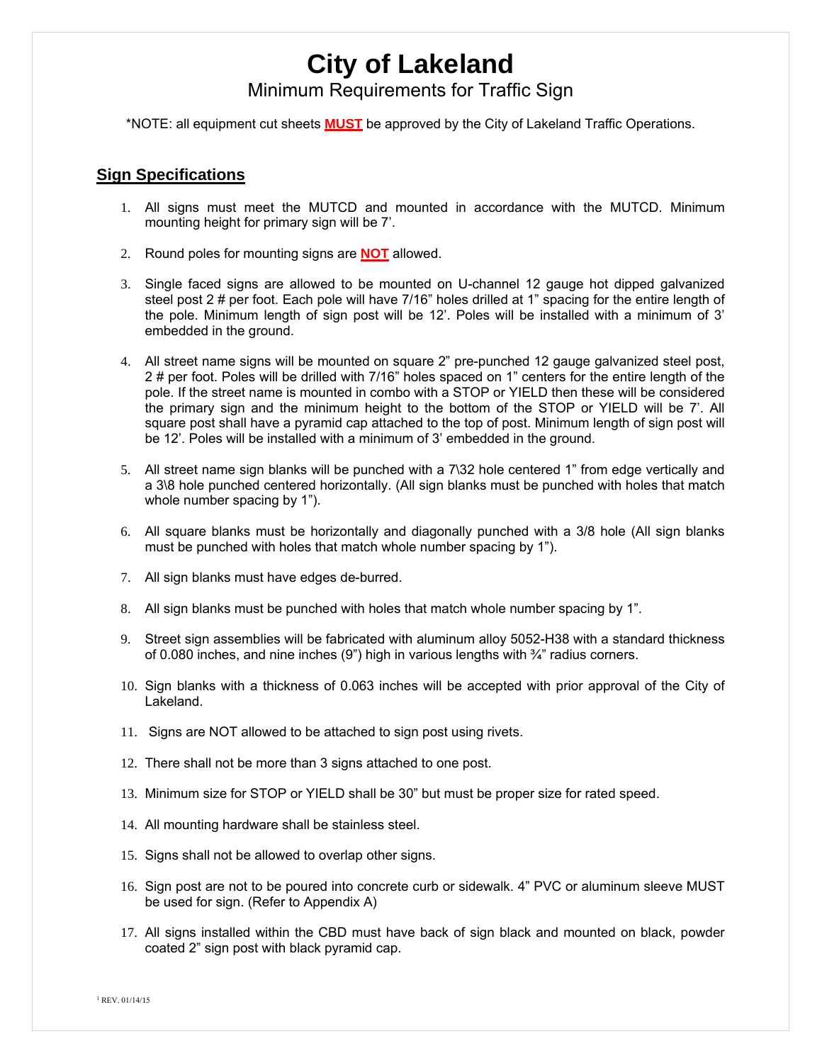# City of Lakeland

## Minimum Requirements for Traffic Sign

*NOTE: all equipment cut sheets **MUST** be approved by the City of Lakeland Traffic Operations.

## Sign Specifications

1. All signs must meet the MUTCD and mounted in accordance with the MUTCD. Minimum mounting height for primary sign will be 7'.
2. Round poles for mounting signs are **NOT** allowed.
3. Single faced signs are allowed to be mounted on U-channel 12 gauge hot dipped galvanized steel post 2 # per foot. Each pole will have 7/16" holes drilled at 1" spacing for the entire length of the pole. Minimum length of sign post will be 12'. Poles will be installed with a minimum of 3' embedded in the ground.
4. All street name signs will be mounted on square 2" pre-punched 12 gauge galvanized steel post, 2 # per foot. Poles will be drilled with 7/16" holes spaced on 1" centers for the entire length of the pole. If the street name is mounted in combo with a STOP or YIELD then these will be considered the primary sign and the minimum height to the bottom of the STOP or YIELD will be 7'. All square post shall have a pyramid cap attached to the top of post. Minimum length of sign post will be 12'. Poles will be installed with a minimum of 3' embedded in the ground.
5. All street name sign blanks will be punched with a 7\32 hole centered 1" from edge vertically and a 3\8 hole punched centered horizontally. (All sign blanks must be punched with holes that match whole number spacing by 1").
6. All square blanks must be horizontally and diagonally punched with a 3/8 hole (All sign blanks must be punched with holes that match whole number spacing by 1").
7. All sign blanks must have edges de-burred.
8. All sign blanks must be punched with holes that match whole number spacing by 1".
9. Street sign assemblies will be fabricated with aluminum alloy 5052-H38 with a standard thickness of 0.080 inches, and nine inches (9") high in various lengths with ¾" radius corners.
10. Sign blanks with a thickness of 0.063 inches will be accepted with prior approval of the City of Lakeland.
11. Signs are NOT allowed to be attached to sign post using rivets.
12. There shall not be more than 3 signs attached to one post.
13. Minimum size for STOP or YIELD shall be 30" but must be proper size for rated speed.
14. All mounting hardware shall be stainless steel.
15. Signs shall not be allowed to overlap other signs.
16. Sign post are not to be poured into concrete curb or sidewalk. 4" PVC or aluminum sleeve MUST be used for sign. (Refer to Appendix A)
17. All signs installed within the CBD must have back of sign black and mounted on black, powder coated 2" sign post with black pyramid cap.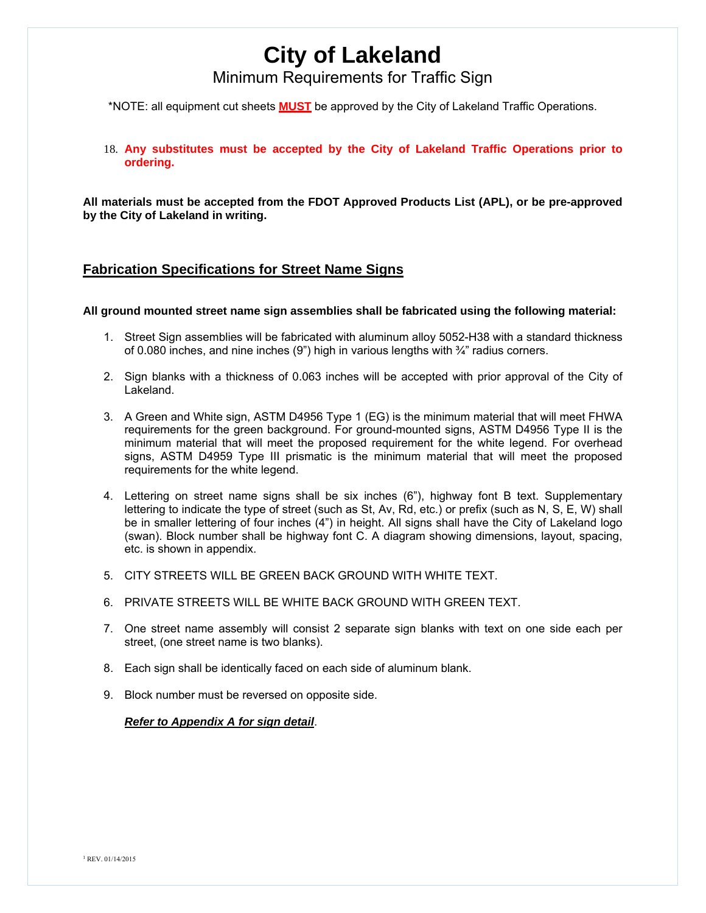# City of Lakeland

## Minimum Requirements for Traffic Sign

*NOTE: all equipment cut sheets **MUST** be approved by the City of Lakeland Traffic Operations.

18. **Any substitutes must be accepted by the City of Lakeland Traffic Operations prior to ordering.**

**All materials must be accepted from the FDOT Approved Products List (APL), or be pre-approved by the City of Lakeland in writing.**

## Fabrication Specifications for Street Name Signs

**All ground mounted street name sign assemblies shall be fabricated using the following material:**

1. Street Sign assemblies will be fabricated with aluminum alloy 5052-H38 with a standard thickness of 0.080 inches, and nine inches (9") high in various lengths with ¾" radius corners.

2. Sign blanks with a thickness of 0.063 inches will be accepted with prior approval of the City of Lakeland.

3. A Green and White sign, ASTM D4956 Type 1 (EG) is the minimum material that will meet FHWA requirements for the green background. For ground-mounted signs, ASTM D4956 Type II is the minimum material that will meet the proposed requirement for the white legend. For overhead signs, ASTM D4959 Type III prismatic is the minimum material that will meet the proposed requirements for the white legend.

4. Lettering on street name signs shall be six inches (6"), highway font B text. Supplementary lettering to indicate the type of street (such as St, Av, Rd, etc.) or prefix (such as N, S, E, W) shall be in smaller lettering of four inches (4") in height. All signs shall have the City of Lakeland logo (swan). Block number shall be highway font C. A diagram showing dimensions, layout, spacing, etc. is shown in appendix.

5. CITY STREETS WILL BE GREEN BACK GROUND WITH WHITE TEXT.

6. PRIVATE STREETS WILL BE WHITE BACK GROUND WITH GREEN TEXT.

7. One street name assembly will consist 2 separate sign blanks with text on one side each per street, (one street name is two blanks).

8. Each sign shall be identically faced on each side of aluminum blank.

9. Block number must be reversed on opposite side.

   ***Refer to Appendix A for sign detail***.

[1] REV. 01/14/2015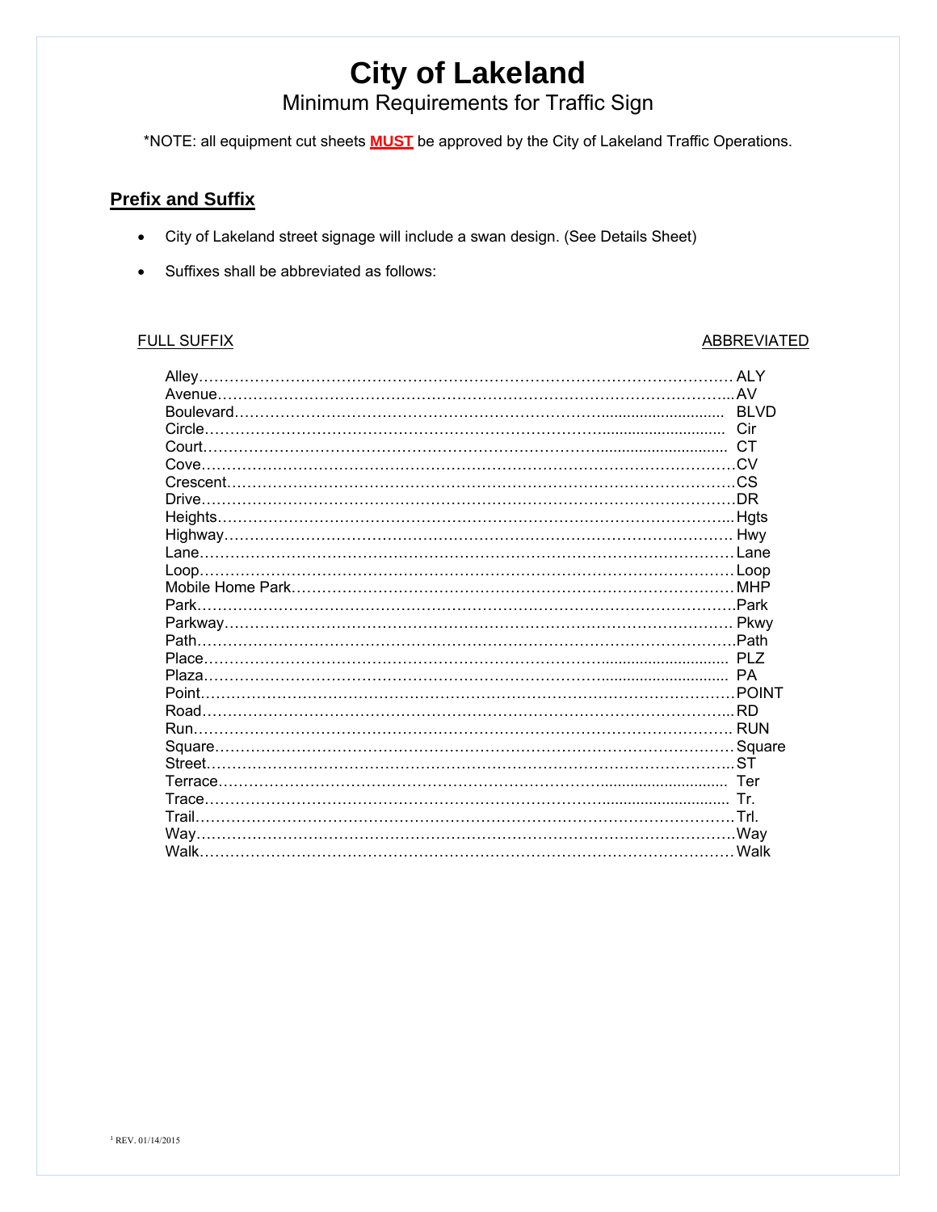# City of Lakeland

## Minimum Requirements for Traffic Sign

*NOTE: all equipment cut sheets **MUST** be approved by the City of Lakeland Traffic Operations.

### Prefix and Suffix

- City of Lakeland street signage will include a swan design. (See Details Sheet)
- Suffixes shall be abbreviated as follows:

| FULL SUFFIX | ABBREVIATED |
|---|---|
| Alley | ALY |
| Avenue | AV |
| Boulevard | BLVD |
| Circle | Cir |
| Court | CT |
| Cove | CV |
| Crescent | CS |
| Drive | DR |
| Heights | Hgts |
| Highway | Hwy |
| Lane | Lane |
| Loop | Loop |
| Mobile Home Park | MHP |
| Park | Park |
| Parkway | Pkwy |
| Path | Path |
| Place | PLZ |
| Plaza | PA |
| Point | POINT |
| Road | RD |
| Run | RUN |
| Square | Square |
| Street | ST |
| Terrace | Ter |
| Trace | Tr. |
| Trail | Trl. |
| Way | Way |
| Walk | Walk |

[1] REV. 01/14/2015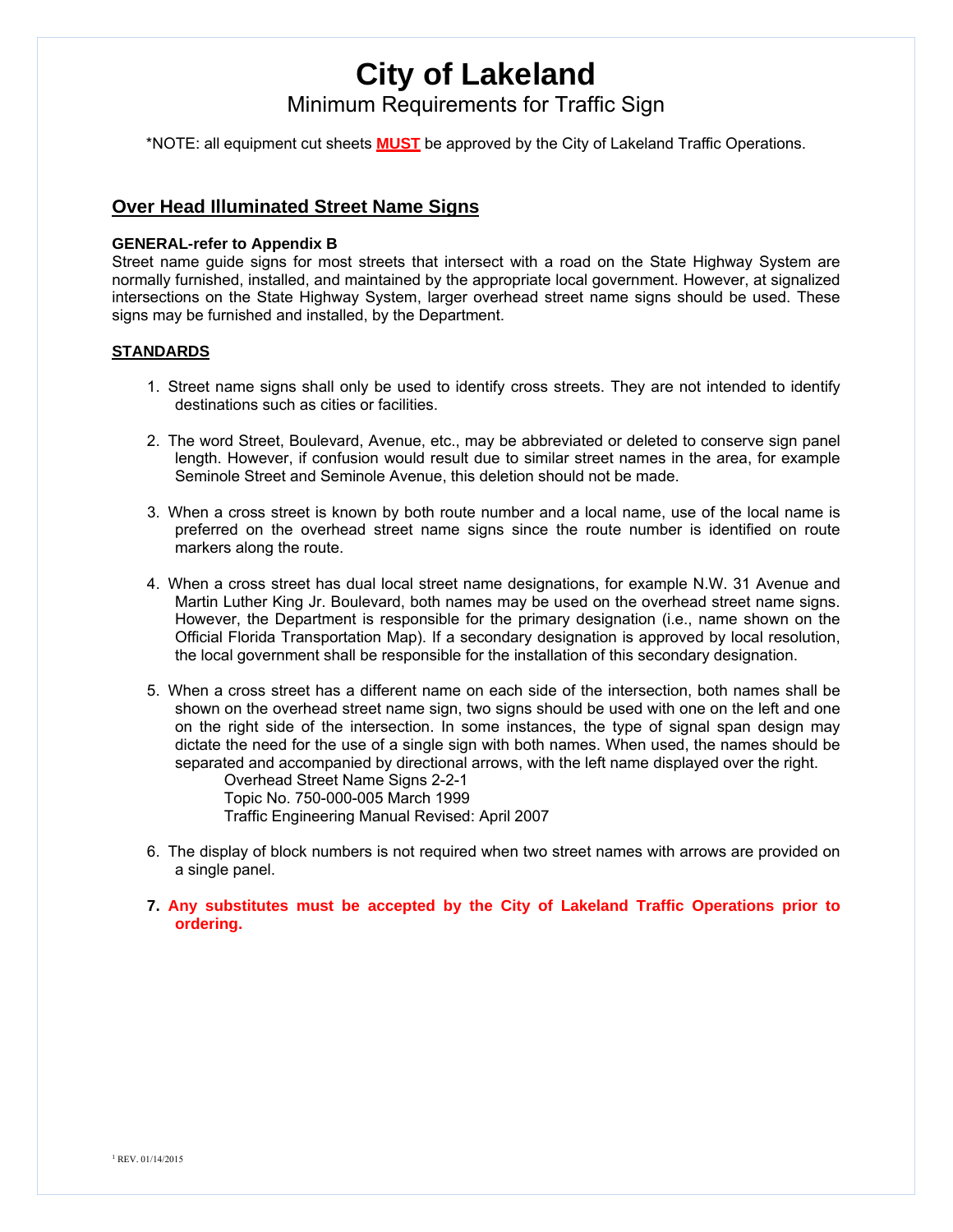# City of Lakeland

## Minimum Requirements for Traffic Sign

*NOTE: all equipment cut sheets **MUST** be approved by the City of Lakeland Traffic Operations.

## Over Head Illuminated Street Name Signs

**GENERAL-refer to Appendix B**

Street name guide signs for most streets that intersect with a road on the State Highway System are normally furnished, installed, and maintained by the appropriate local government. However, at signalized intersections on the State Highway System, larger overhead street name signs should be used. These signs may be furnished and installed, by the Department.

**STANDARDS**

1. Street name signs shall only be used to identify cross streets. They are not intended to identify destinations such as cities or facilities.

2. The word Street, Boulevard, Avenue, etc., may be abbreviated or deleted to conserve sign panel length. However, if confusion would result due to similar street names in the area, for example Seminole Street and Seminole Avenue, this deletion should not be made.

3. When a cross street is known by both route number and a local name, use of the local name is preferred on the overhead street name signs since the route number is identified on route markers along the route.

4. When a cross street has dual local street name designations, for example N.W. 31 Avenue and Martin Luther King Jr. Boulevard, both names may be used on the overhead street name signs. However, the Department is responsible for the primary designation (i.e., name shown on the Official Florida Transportation Map). If a secondary designation is approved by local resolution, the local government shall be responsible for the installation of this secondary designation.

5. When a cross street has a different name on each side of the intersection, both names shall be shown on the overhead street name sign, two signs should be used with one on the left and one on the right side of the intersection. In some instances, the type of signal span design may dictate the need for the use of a single sign with both names. When used, the names should be separated and accompanied by directional arrows, with the left name displayed over the right.
   Overhead Street Name Signs 2-2-1
   Topic No. 750-000-005 March 1999
   Traffic Engineering Manual Revised: April 2007

6. The display of block numbers is not required when two street names with arrows are provided on a single panel.

7. **Any substitutes must be accepted by the City of Lakeland Traffic Operations prior to ordering.**

[1] REV. 01/14/2015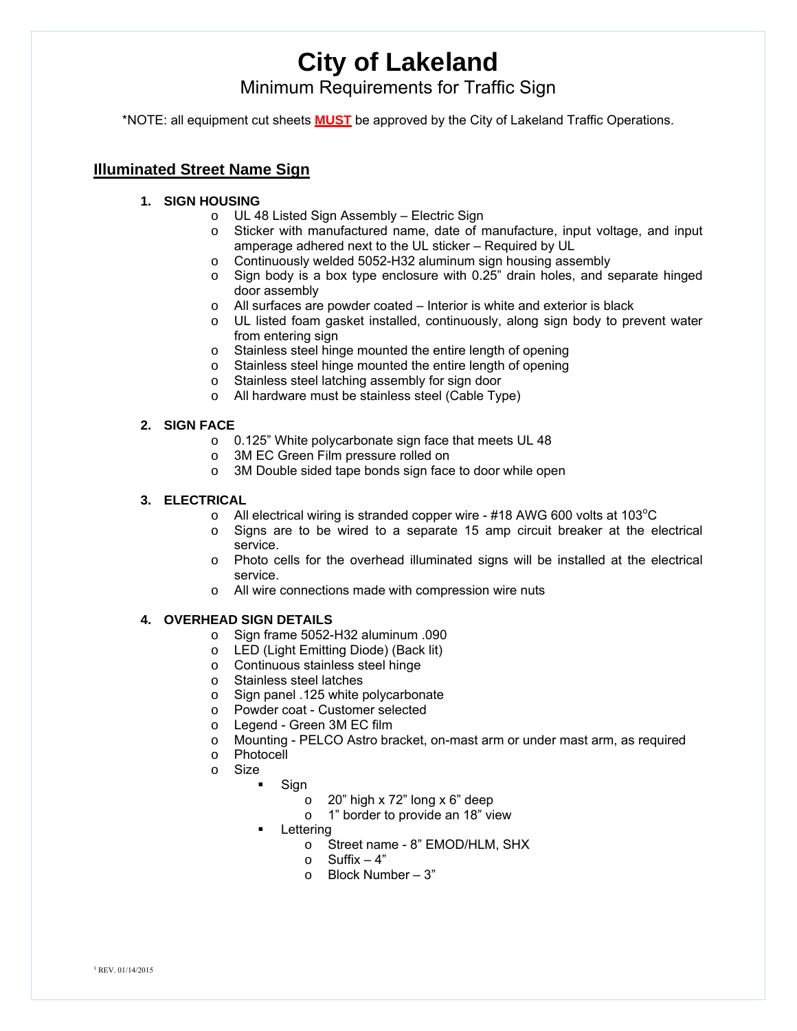# City of Lakeland

## Minimum Requirements for Traffic Sign

*NOTE: all equipment cut sheets **MUST** be approved by the City of Lakeland Traffic Operations.

## Illuminated Street Name Sign

1. **SIGN HOUSING**
   - UL 48 Listed Sign Assembly – Electric Sign
   - Sticker with manufactured name, date of manufacture, input voltage, and input amperage adhered next to the UL sticker – Required by UL
   - Continuously welded 5052-H32 aluminum sign housing assembly
   - Sign body is a box type enclosure with 0.25" drain holes, and separate hinged door assembly
   - All surfaces are powder coated – Interior is white and exterior is black
   - UL listed foam gasket installed, continuously, along sign body to prevent water from entering sign
   - Stainless steel hinge mounted the entire length of opening
   - Stainless steel hinge mounted the entire length of opening
   - Stainless steel latching assembly for sign door
   - All hardware must be stainless steel (Cable Type)

2. **SIGN FACE**
   - 0.125" White polycarbonate sign face that meets UL 48
   - 3M EC Green Film pressure rolled on
   - 3M Double sided tape bonds sign face to door while open

3. **ELECTRICAL**
   - All electrical wiring is stranded copper wire - #18 AWG 600 volts at 103°C
   - Signs are to be wired to a separate 15 amp circuit breaker at the electrical service.
   - Photo cells for the overhead illuminated signs will be installed at the electrical service.
   - All wire connections made with compression wire nuts

4. **OVERHEAD SIGN DETAILS**
   - Sign frame 5052-H32 aluminum .090
   - LED (Light Emitting Diode) (Back lit)
   - Continuous stainless steel hinge
   - Stainless steel latches
   - Sign panel .125 white polycarbonate
   - Powder coat - Customer selected
   - Legend - Green 3M EC film
   - Mounting - PELCO Astro bracket, on-mast arm or under mast arm, as required
   - Photocell
   - Size
     - Sign
       - 20" high x 72" long x 6" deep
       - 1" border to provide an 18" view
     - Lettering
       - Street name - 8" EMOD/HLM, SHX
       - Suffix – 4"
       - Block Number – 3"

[1] REV. 01/14/2015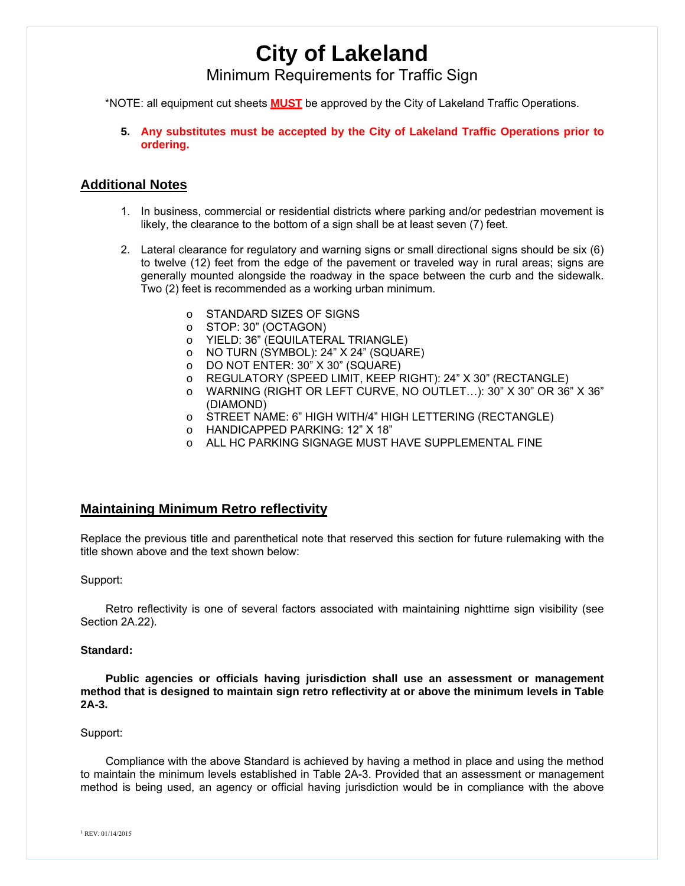# City of Lakeland

## Minimum Requirements for Traffic Sign

*NOTE: all equipment cut sheets **MUST** be approved by the City of Lakeland Traffic Operations.

5. **Any substitutes must be accepted by the City of Lakeland Traffic Operations prior to ordering.**

## Additional Notes

1. In business, commercial or residential districts where parking and/or pedestrian movement is likely, the clearance to the bottom of a sign shall be at least seven (7) feet.

2. Lateral clearance for regulatory and warning signs or small directional signs should be six (6) to twelve (12) feet from the edge of the pavement or traveled way in rural areas; signs are generally mounted alongside the roadway in the space between the curb and the sidewalk. Two (2) feet is recommended as a working urban minimum.

   - STANDARD SIZES OF SIGNS
   - STOP: 30" (OCTAGON)
   - YIELD: 36" (EQUILATERAL TRIANGLE)
   - NO TURN (SYMBOL): 24" X 24" (SQUARE)
   - DO NOT ENTER: 30" X 30" (SQUARE)
   - REGULATORY (SPEED LIMIT, KEEP RIGHT): 24" X 30" (RECTANGLE)
   - WARNING (RIGHT OR LEFT CURVE, NO OUTLET…): 30" X 30" OR 36" X 36" (DIAMOND)
   - STREET NAME: 6" HIGH WITH/4" HIGH LETTERING (RECTANGLE)
   - HANDICAPPED PARKING: 12" X 18"
   - ALL HC PARKING SIGNAGE MUST HAVE SUPPLEMENTAL FINE

## Maintaining Minimum Retro reflectivity

Replace the previous title and parenthetical note that reserved this section for future rulemaking with the title shown above and the text shown below:

Support:

Retro reflectivity is one of several factors associated with maintaining nighttime sign visibility (see Section 2A.22).

**Standard:**

**Public agencies or officials having jurisdiction shall use an assessment or management method that is designed to maintain sign retro reflectivity at or above the minimum levels in Table 2A-3.**

Support:

Compliance with the above Standard is achieved by having a method in place and using the method to maintain the minimum levels established in Table 2A-3. Provided that an assessment or management method is being used, an agency or official having jurisdiction would be in compliance with the above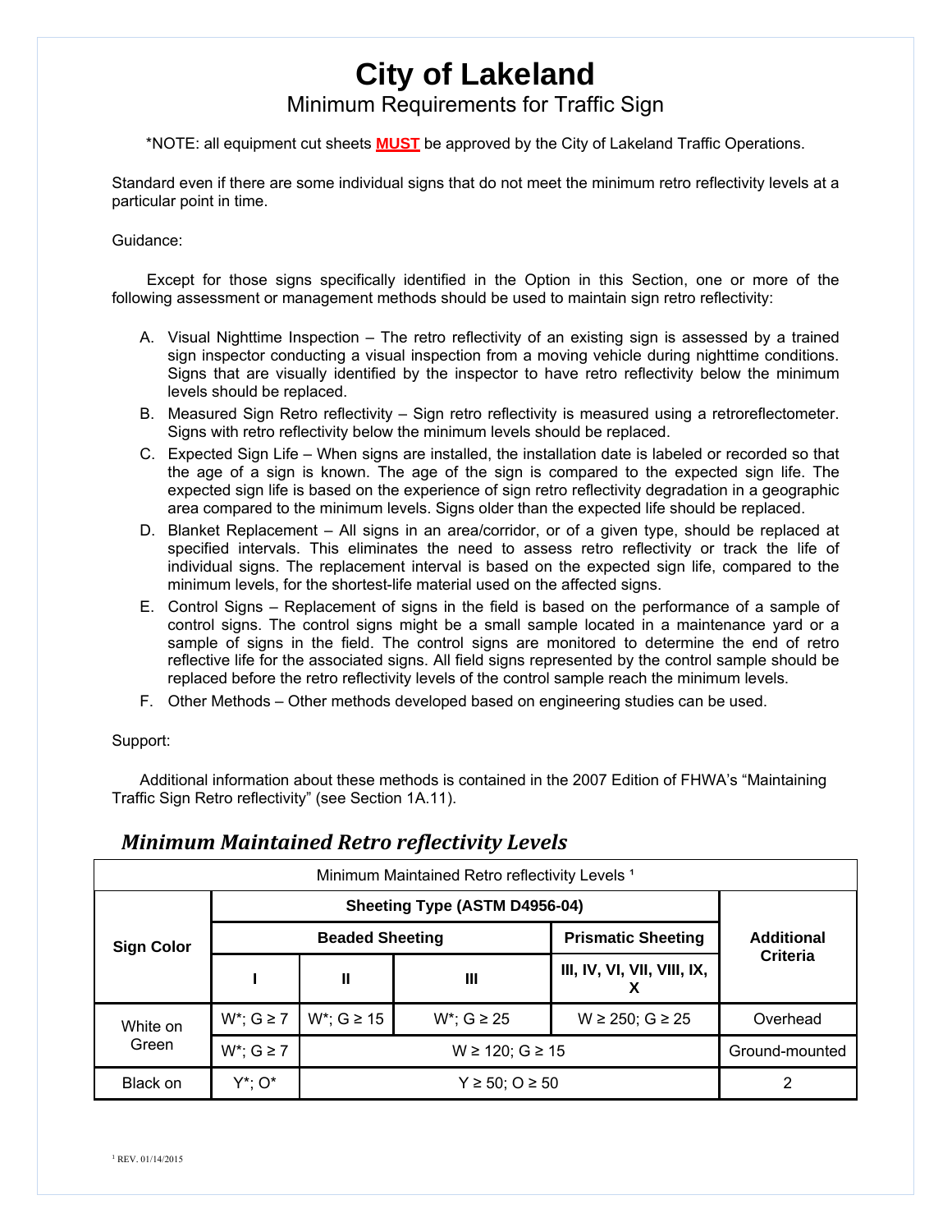# City of Lakeland

## Minimum Requirements for Traffic Sign

*NOTE: all equipment cut sheets **MUST** be approved by the City of Lakeland Traffic Operations.

Standard even if there are some individual signs that do not meet the minimum retro reflectivity levels at a particular point in time.

Guidance:

Except for those signs specifically identified in the Option in this Section, one or more of the following assessment or management methods should be used to maintain sign retro reflectivity:

A. Visual Nighttime Inspection – The retro reflectivity of an existing sign is assessed by a trained sign inspector conducting a visual inspection from a moving vehicle during nighttime conditions. Signs that are visually identified by the inspector to have retro reflectivity below the minimum levels should be replaced.
B. Measured Sign Retro reflectivity – Sign retro reflectivity is measured using a retroreflectometer. Signs with retro reflectivity below the minimum levels should be replaced.
C. Expected Sign Life – When signs are installed, the installation date is labeled or recorded so that the age of a sign is known. The age of the sign is compared to the expected sign life. The expected sign life is based on the experience of sign retro reflectivity degradation in a geographic area compared to the minimum levels. Signs older than the expected life should be replaced.
D. Blanket Replacement – All signs in an area/corridor, or of a given type, should be replaced at specified intervals. This eliminates the need to assess retro reflectivity or track the life of individual signs. The replacement interval is based on the expected sign life, compared to the minimum levels, for the shortest-life material used on the affected signs.
E. Control Signs – Replacement of signs in the field is based on the performance of a sample of control signs. The control signs might be a small sample located in a maintenance yard or a sample of signs in the field. The control signs are monitored to determine the end of retro reflective life for the associated signs. All field signs represented by the control sample should be replaced before the retro reflectivity levels of the control sample reach the minimum levels.
F. Other Methods – Other methods developed based on engineering studies can be used.

Support:

Additional information about these methods is contained in the 2007 Edition of FHWA's "Maintaining Traffic Sign Retro reflectivity" (see Section 1A.11).

## *Minimum Maintained Retro reflectivity Levels*

| Minimum Maintained Retro reflectivity Levels [1] | | | | | |
|---|---|---|---|---|---|
| **Sign Color** | **Sheeting Type (ASTM D4956-04)** | | | | **Additional Criteria** |
| | **Beaded Sheeting** | | | **Prismatic Sheeting** | |
| | **I** | **II** | **III** | **III, IV, VI, VII, VIII, IX, X** | |
| White on Green | W*; G ≥ 7 | W*; G ≥ 15 | W*; G ≥ 25 | W ≥ 250; G ≥ 25 | Overhead |
| | W*; G ≥ 7 | W ≥ 120; G ≥ 15 | | | Ground-mounted |
| Black on | Y*; O* | Y ≥ 50; O ≥ 50 | | | 2 |

[1] REV. 01/14/2015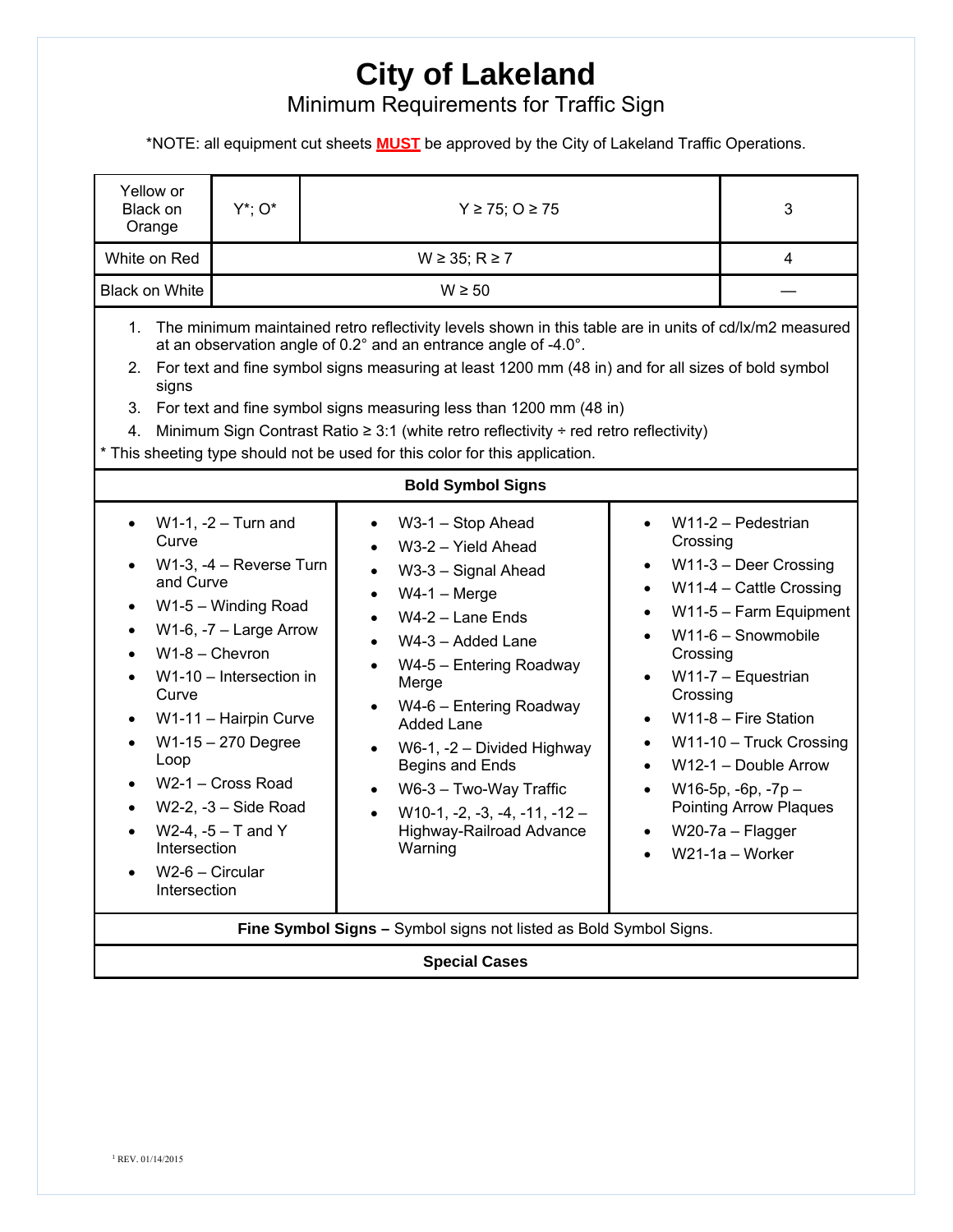# City of Lakeland

Minimum Requirements for Traffic Sign

*NOTE: all equipment cut sheets **MUST** be approved by the City of Lakeland Traffic Operations.

| | | | |
|---|---|---|---|
| Yellow or Black on Orange | Y*; O* | Y ≥ 75; O ≥ 75 | 3 |
| White on Red | W ≥ 35; R ≥ 7 | | 4 |
| Black on White | W ≥ 50 | | — |

1. The minimum maintained retro reflectivity levels shown in this table are in units of cd/lx/m2 measured at an observation angle of 0.2° and an entrance angle of -4.0°.
2. For text and fine symbol signs measuring at least 1200 mm (48 in) and for all sizes of bold symbol signs
3. For text and fine symbol signs measuring less than 1200 mm (48 in)
4. Minimum Sign Contrast Ratio ≥ 3:1 (white retro reflectivity ÷ red retro reflectivity)

* This sheeting type should not be used for this color for this application.

**Bold Symbol Signs**

- W1-1, -2 – Turn and Curve
- W1-3, -4 – Reverse Turn and Curve
- W1-5 – Winding Road
- W1-6, -7 – Large Arrow
- W1-8 – Chevron
- W1-10 – Intersection in Curve
- W1-11 – Hairpin Curve
- W1-15 – 270 Degree Loop
- W2-1 – Cross Road
- W2-2, -3 – Side Road
- W2-4, -5 – T and Y Intersection
- W2-6 – Circular Intersection
- W3-1 – Stop Ahead
- W3-2 – Yield Ahead
- W3-3 – Signal Ahead
- W4-1 – Merge
- W4-2 – Lane Ends
- W4-3 – Added Lane
- W4-5 – Entering Roadway Merge
- W4-6 – Entering Roadway Added Lane
- W6-1, -2 – Divided Highway Begins and Ends
- W6-3 – Two-Way Traffic
- W10-1, -2, -3, -4, -11, -12 – Highway-Railroad Advance Warning
- W11-2 – Pedestrian Crossing
- W11-3 – Deer Crossing
- W11-4 – Cattle Crossing
- W11-5 – Farm Equipment
- W11-6 – Snowmobile Crossing
- W11-7 – Equestrian Crossing
- W11-8 – Fire Station
- W11-10 – Truck Crossing
- W12-1 – Double Arrow
- W16-5p, -6p, -7p – Pointing Arrow Plaques
- W20-7a – Flagger
- W21-1a – Worker

**Fine Symbol Signs –** Symbol signs not listed as Bold Symbol Signs.

**Special Cases**

[1] REV. 01/14/2015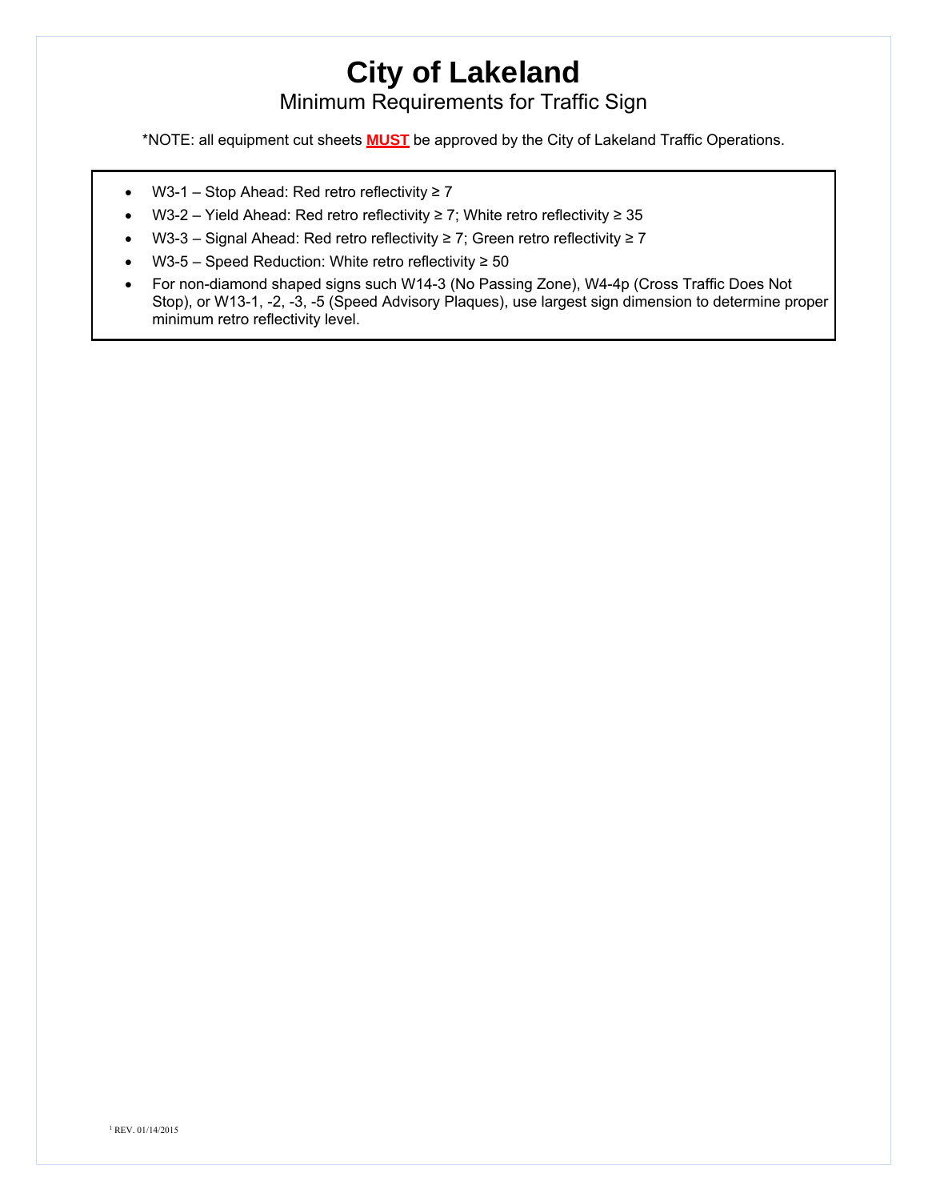# City of Lakeland

## Minimum Requirements for Traffic Sign

*NOTE: all equipment cut sheets **MUST** be approved by the City of Lakeland Traffic Operations.

- W3-1 – Stop Ahead: Red retro reflectivity ≥ 7
- W3-2 – Yield Ahead: Red retro reflectivity ≥ 7; White retro reflectivity ≥ 35
- W3-3 – Signal Ahead: Red retro reflectivity ≥ 7; Green retro reflectivity ≥ 7
- W3-5 – Speed Reduction: White retro reflectivity ≥ 50
- For non-diamond shaped signs such W14-3 (No Passing Zone), W4-4p (Cross Traffic Does Not Stop), or W13-1, -2, -3, -5 (Speed Advisory Plaques), use largest sign dimension to determine proper minimum retro reflectivity level.

[1] REV. 01/14/2015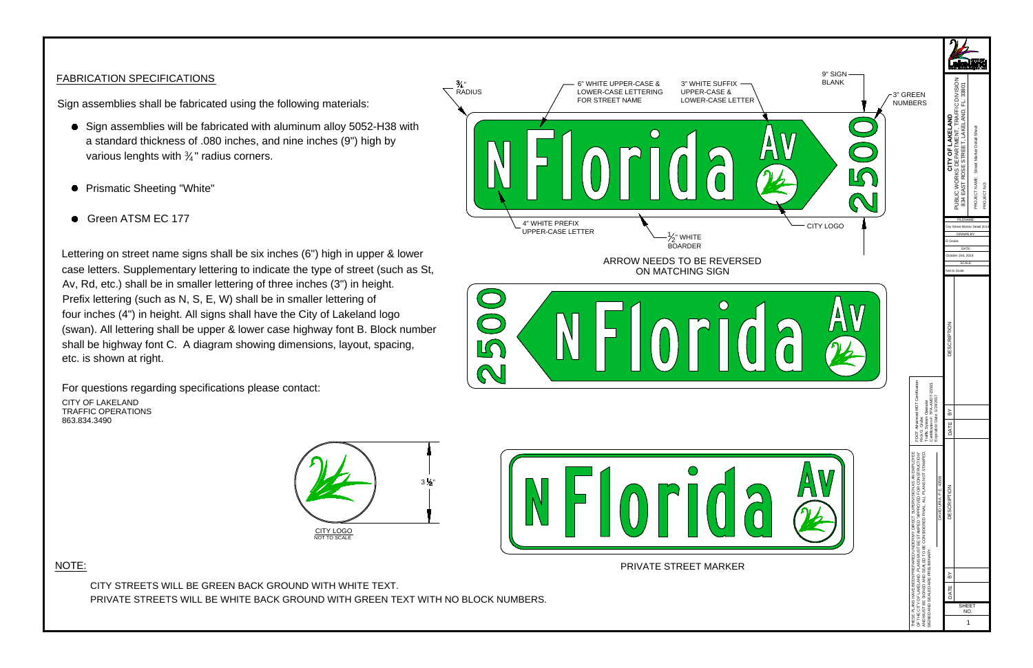## FABRICATION SPECIFICATIONS

Sign assemblies shall be fabricated using the following materials:

- Sign assemblies will be fabricated with aluminum alloy 5052-H38 with a standard thickness of .080 inches, and nine inches (9") high by various lenghts with ¾" radius corners.
- Prismatic Sheeting "White"
- Green ATSM EC 177

Lettering on street name signs shall be six inches (6") high in upper & lower case letters. Supplementary lettering to indicate the type of street (such as St, Av, Rd, etc.) shall be in smaller lettering of three inches (3") in height. Prefix lettering (such as N, S, E, W) shall be in smaller lettering of four inches (4") in height. All signs shall have the City of Lakeland logo (swan). All lettering shall be upper & lower case highway font B. Block number shall be highway font C. A diagram showing dimensions, layout, spacing, etc. is shown at right.

For questions regarding specifications please contact:

CITY OF LAKELAND
TRAFFIC OPERATIONS
863.834.3490

¾" RADIUS

6" WHITE UPPER-CASE & LOWER-CASE LETTERING FOR STREET NAME

3" WHITE SUFFIX UPPER-CASE & LOWER-CASE LETTER

9" SIGN BLANK

3" GREEN NUMBERS

N Florida Av 2500

4" WHITE PREFIX UPPER-CASE LETTER

½" WHITE BOARDER

CITY LOGO

ARROW NEEDS TO BE REVERSED ON MATCHING SIGN

2500 N Florida Av

3 ⅛"

CITY LOGO
NOT TO SCALE

N Florida Av

PRIVATE STREET MARKER

NOTE:

CITY STREETS WILL BE GREEN BACK GROUND WITH WHITE TEXT.
PRIVATE STREETS WILL BE WHITE BACK GROUND WITH GREEN TEXT WITH NO BLOCK NUMBERS.

THESE PLANS HAVE BEEN PREPARED UNDER MY DIRECT SUPERVISION AS AN EMPLOYEE OF THE CITY OF LAKELAND. PLANS MUST BE STAMPED "APPROVED FOR CONSTRUCTION" AND MUST BE SIGNED AND SEALED TO BE CONSIDERED FINAL. ALL PLANS NOT STAMPED, SIGNED AND SEALED ARE PRELIMINARY.

DAVID URIA, P.E. 43666

FDOT Advanced MOT Certification
Rick G. Grube
Traffic Systems Operator
Certification #: TPA-AMOT-23921
Expiration Date: 1/24/2017

| DATE | BY | DESCRIPTION |
|---|---|---|
| | | |

| DATE | BY | DESCRIPTION |
|---|---|---|
| | | |

**CITY OF LAKELAND**
PUBLIC WORKS DEPARTMENT, TRAFFIC DIVISION
834 EAST ROSE STREET, LAKELAND, FL 33801

PROJECT NAME: Street Marker Detail Sheet
PROJECT NO.

FILENAME: City Street Marker Detail 2014
DRAWN BY: R Grube
DATE: October 2nd, 2014
SCALE: Not to Scale

SHEET NO. 1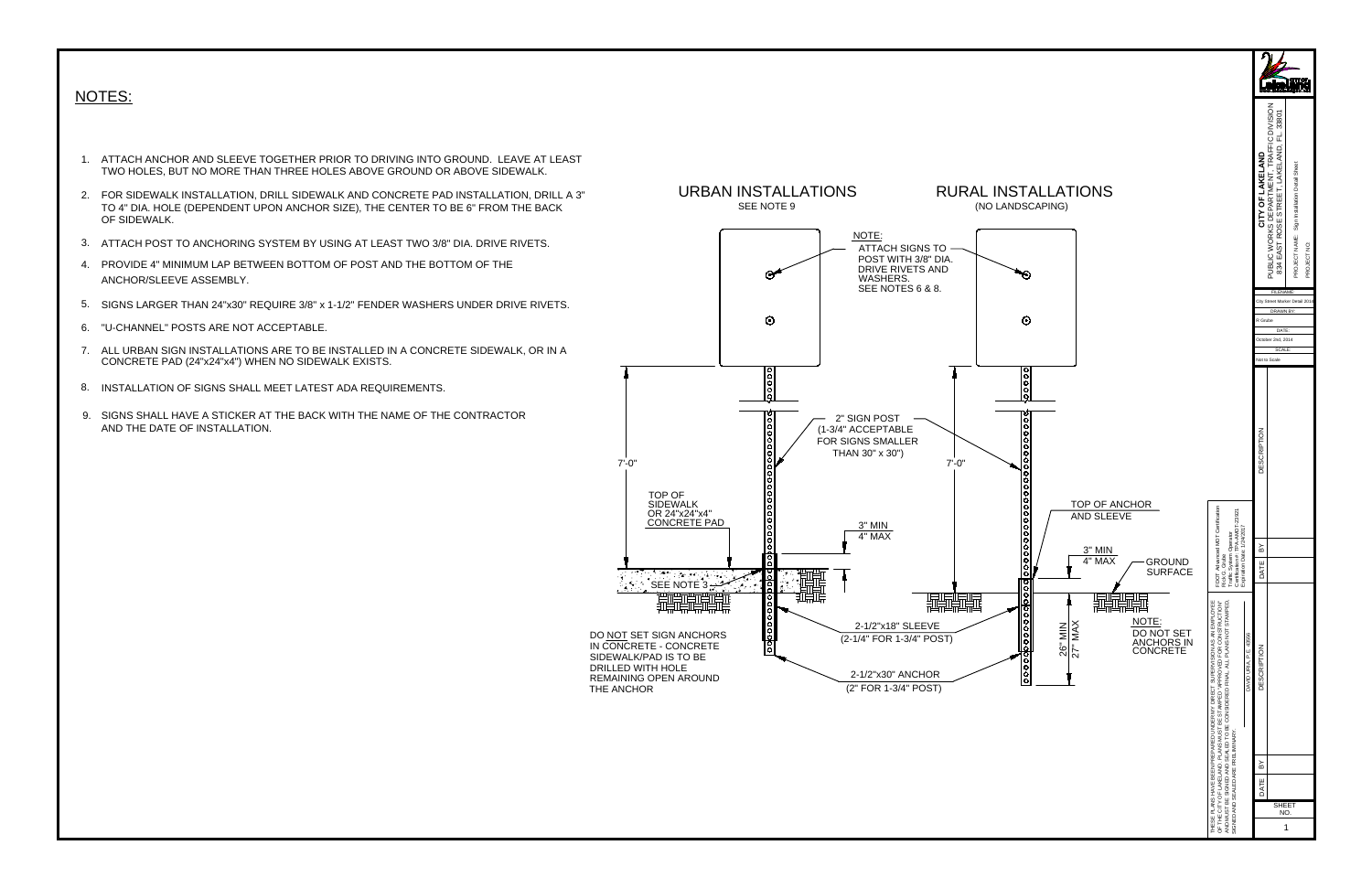## NOTES:

1. ATTACH ANCHOR AND SLEEVE TOGETHER PRIOR TO DRIVING INTO GROUND. LEAVE AT LEAST TWO HOLES, BUT NO MORE THAN THREE HOLES ABOVE GROUND OR ABOVE SIDEWALK.
2. FOR SIDEWALK INSTALLATION, DRILL SIDEWALK AND CONCRETE PAD INSTALLATION, DRILL A 3" TO 4" DIA. HOLE (DEPENDENT UPON ANCHOR SIZE), THE CENTER TO BE 6" FROM THE BACK OF SIDEWALK.
3. ATTACH POST TO ANCHORING SYSTEM BY USING AT LEAST TWO 3/8" DIA. DRIVE RIVETS.
4. PROVIDE 4" MINIMUM LAP BETWEEN BOTTOM OF POST AND THE BOTTOM OF THE ANCHOR/SLEEVE ASSEMBLY.
5. SIGNS LARGER THAN 24"x30" REQUIRE 3/8" x 1-1/2" FENDER WASHERS UNDER DRIVE RIVETS.
6. "U-CHANNEL" POSTS ARE NOT ACCEPTABLE.
7. ALL URBAN SIGN INSTALLATIONS ARE TO BE INSTALLED IN A CONCRETE SIDEWALK, OR IN A CONCRETE PAD (24"x24"x4") WHEN NO SIDEWALK EXISTS.
8. INSTALLATION OF SIGNS SHALL MEET LATEST ADA REQUIREMENTS.
9. SIGNS SHALL HAVE A STICKER AT THE BACK WITH THE NAME OF THE CONTRACTOR AND THE DATE OF INSTALLATION.

URBAN INSTALLATIONS
SEE NOTE 9

RURAL INSTALLATIONS
(NO LANDSCAPING)

NOTE:
ATTACH SIGNS TO POST WITH 3/8" DIA. DRIVE RIVETS AND WASHERS.
SEE NOTES 6 & 8.

2" SIGN POST
(1-3/4" ACCEPTABLE FOR SIGNS SMALLER THAN 30" x 30")

7'-0"

7'-0"

TOP OF SIDEWALK OR 24"x24"x4" CONCRETE PAD

3" MIN
4" MAX

TOP OF ANCHOR AND SLEEVE

3" MIN
4" MAX

GROUND SURFACE

SEE NOTE 3

2-1/2"x18" SLEEVE
(2-1/4" FOR 1-3/4" POST)

26" MIN
27" MAX

NOTE:
DO NOT SET ANCHORS IN CONCRETE

DO NOT SET SIGN ANCHORS IN CONCRETE - CONCRETE SIDEWALK/PAD IS TO BE DRILLED WITH HOLE REMAINING OPEN AROUND THE ANCHOR

2-1/2"x30" ANCHOR
(2" FOR 1-3/4" POST)

THESE PLANS HAVE BEEN PREPARED UNDER MY DIRECT SUPERVISION AS AN EMPLOYEE OF THE CITY OF LAKELAND. PLANS MUST BE STAMPED "APPROVED FOR CONSTRUCTION" AND MUST BE SIGNED AND SEALED TO BE CONSIDERED FINAL. ALL PLANS NOT STAMPED, SIGNED AND SEALED ARE PRELIMINARY.

DAVID URIA, P.E. 43696

FDOT Advanced MOT Certification
Rick G. Grube
Traffic Systems Operator
Certification #: ITA-AMOT-23921
Expiration Date: 1/24/2017

| DATE | BY | DESCRIPTION |
| --- | --- | --- |
| | | |

| DATE | BY | DESCRIPTION |
| --- | --- | --- |
| | | |

**CITY OF LAKELAND**
PUBLIC WORKS DEPARTMENT, TRAFFIC DIVISION
834 EAST ROSE STREET, LAKELAND, FL 33801

PROJECT NAME: Sign Installation Detail Sheet
PROJECT NO.:

FILENAME: City Street Marker Detail 2014
DRAWN BY: R Grube
DATE: October 2nd, 2014
SCALE: Not to Scale

SHEET NO. 1